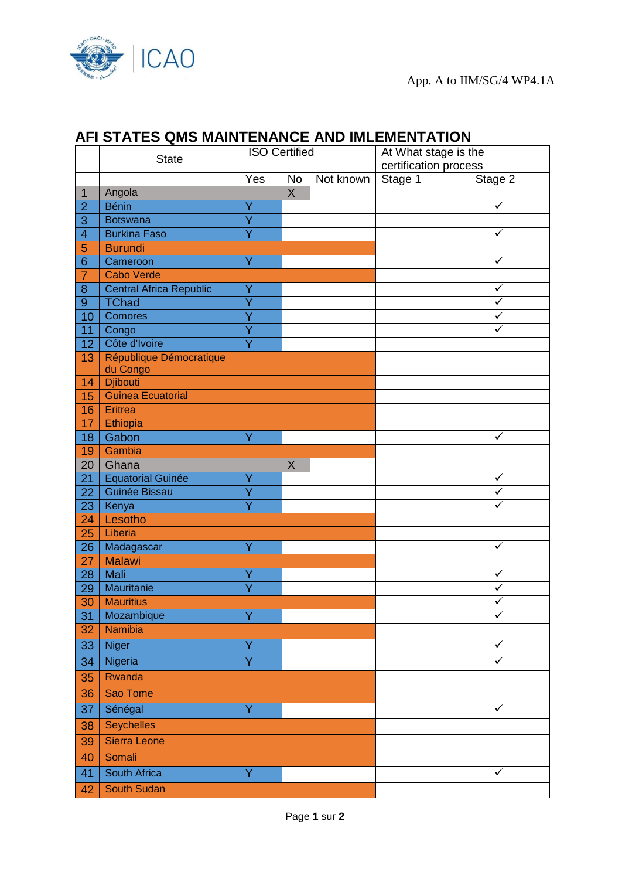# AFI STATES QMS MAINTENANCE AND IMLEMENTATION

| | State | ISO Certified | | | At What stage is the certification process | |
|---|---|---|---|---|---|---|
| | | Yes | No | Not known | Stage 1 | Stage 2 |
| 1 | Angola | | X | | | |
| 2 | Bénin | Y | | | | ✓ |
| 3 | Botswana | Y | | | | |
| 4 | Burkina Faso | Y | | | | ✓ |
| 5 | Burundi | | | | | |
| 6 | Cameroon | Y | | | | ✓ |
| 7 | Cabo Verde | | | | | |
| 8 | Central Africa Republic | Y | | | | ✓ |
| 9 | TChad | Y | | | | ✓ |
| 10 | Comores | Y | | | | ✓ |
| 11 | Congo | Y | | | | ✓ |
| 12 | Côte d'Ivoire | Y | | | | |
| 13 | République Démocratique du Congo | | | | | |
| 14 | Djibouti | | | | | |
| 15 | Guinea Ecuatorial | | | | | |
| 16 | Eritrea | | | | | |
| 17 | Ethiopia | | | | | |
| 18 | Gabon | Y | | | | ✓ |
| 19 | Gambia | | | | | |
| 20 | Ghana | | X | | | |
| 21 | Equatorial Guinée | Y | | | | ✓ |
| 22 | Guinée Bissau | Y | | | | ✓ |
| 23 | Kenya | Y | | | | ✓ |
| 24 | Lesotho | | | | | |
| 25 | Liberia | | | | | |
| 26 | Madagascar | Y | | | | ✓ |
| 27 | Malawi | | | | | |
| 28 | Mali | Y | | | | ✓ |
| 29 | Mauritanie | Y | | | | ✓ |
| 30 | Mauritius | | | | | ✓ |
| 31 | Mozambique | Y | | | | ✓ |
| 32 | Namibia | | | | | |
| 33 | Niger | Y | | | | ✓ |
| 34 | Nigeria | Y | | | | ✓ |
| 35 | Rwanda | | | | | |
| 36 | Sao Tome | | | | | |
| 37 | Sénégal | Y | | | | ✓ |
| 38 | Seychelles | | | | | |
| 39 | Sierra Leone | | | | | |
| 40 | Somali | | | | | |
| 41 | South Africa | Y | | | | ✓ |
| 42 | South Sudan | | | | | |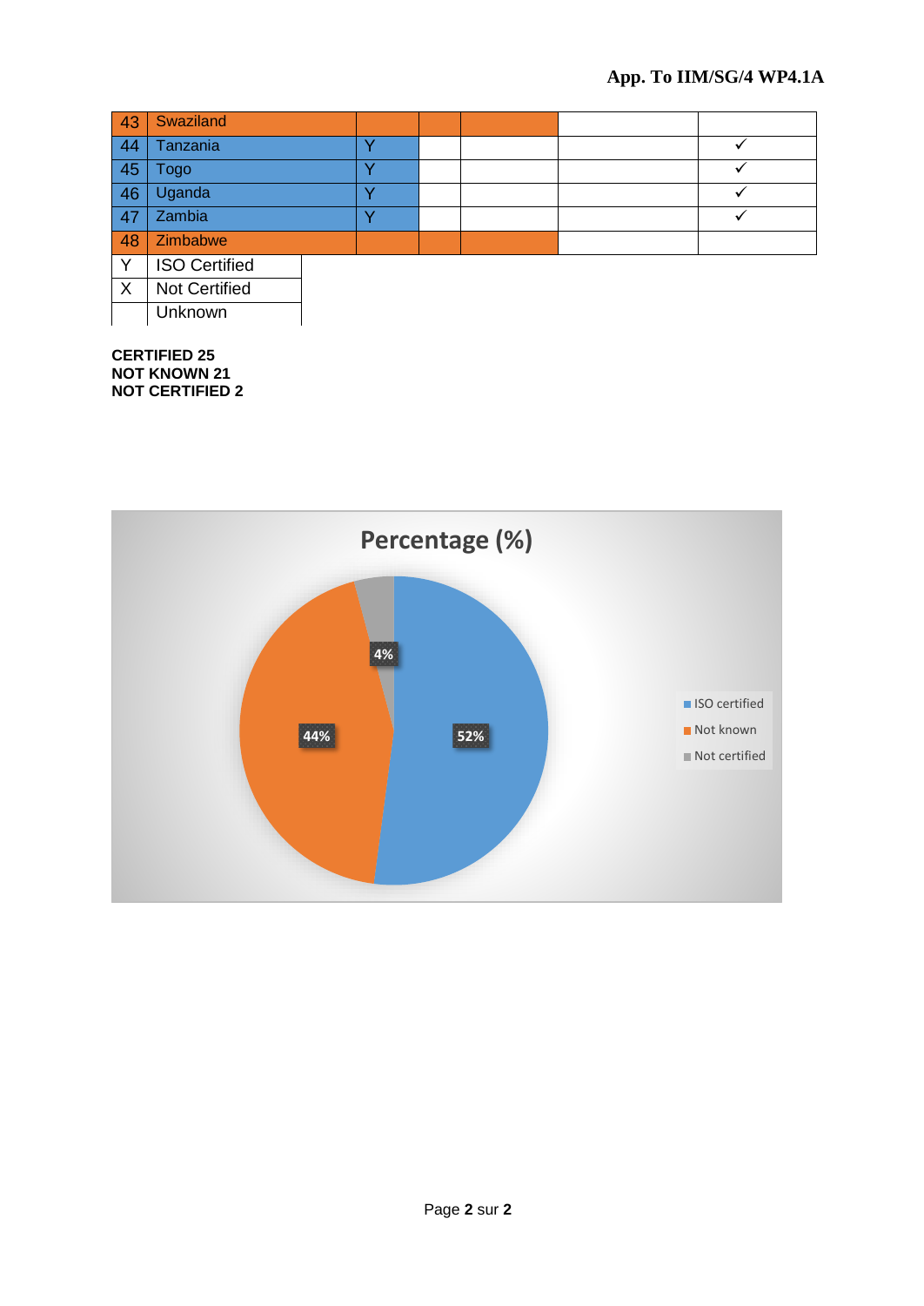| | | | | | | |
|---|---|---|---|---|---|---|
| 43 | Swaziland | | | | | |
| 44 | Tanzania | Y | | | | ✓ |
| 45 | Togo | Y | | | | ✓ |
| 46 | Uganda | Y | | | | ✓ |
| 47 | Zambia | Y | | | | ✓ |
| 48 | Zimbabwe | | | | | |

| | |
|---|---|
| Y | ISO Certified |
| X | Not Certified |
| | Unknown |

**CERTIFIED 25**
**NOT KNOWN 21**
**NOT CERTIFIED 2**

Percentage (%)

4%

44%

52%

ISO certified

Not known

Not certified